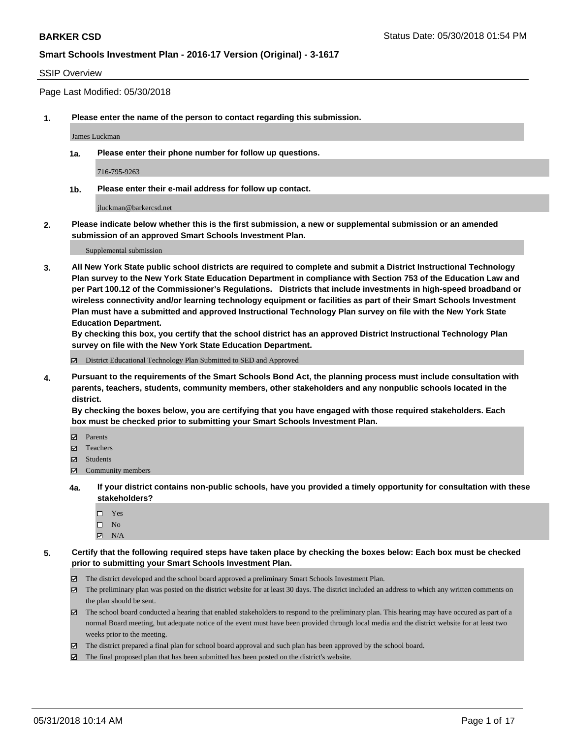## SSIP Overview

Page Last Modified: 05/30/2018

**1. Please enter the name of the person to contact regarding this submission.**

James Luckman

**1a. Please enter their phone number for follow up questions.**

716-795-9263

**1b. Please enter their e-mail address for follow up contact.**

jluckman@barkercsd.net

**2. Please indicate below whether this is the first submission, a new or supplemental submission or an amended submission of an approved Smart Schools Investment Plan.**

Supplemental submission

**3. All New York State public school districts are required to complete and submit a District Instructional Technology Plan survey to the New York State Education Department in compliance with Section 753 of the Education Law and per Part 100.12 of the Commissioner's Regulations. Districts that include investments in high-speed broadband or wireless connectivity and/or learning technology equipment or facilities as part of their Smart Schools Investment Plan must have a submitted and approved Instructional Technology Plan survey on file with the New York State Education Department.**
**By checking this box, you certify that the school district has an approved District Instructional Technology Plan survey on file with the New York State Education Department.**

- [x] District Educational Technology Plan Submitted to SED and Approved

**4. Pursuant to the requirements of the Smart Schools Bond Act, the planning process must include consultation with parents, teachers, students, community members, other stakeholders and any nonpublic schools located in the district.**
**By checking the boxes below, you are certifying that you have engaged with those required stakeholders. Each box must be checked prior to submitting your Smart Schools Investment Plan.**

- [x] Parents
- [x] Teachers
- [x] Students
- [x] Community members

**4a. If your district contains non-public schools, have you provided a timely opportunity for consultation with these stakeholders?**

- [ ] Yes
- [ ] No
- [x] N/A

**5. Certify that the following required steps have taken place by checking the boxes below: Each box must be checked prior to submitting your Smart Schools Investment Plan.**

- [x] The district developed and the school board approved a preliminary Smart Schools Investment Plan.
- [x] The preliminary plan was posted on the district website for at least 30 days. The district included an address to which any written comments on the plan should be sent.
- [x] The school board conducted a hearing that enabled stakeholders to respond to the preliminary plan. This hearing may have occured as part of a normal Board meeting, but adequate notice of the event must have been provided through local media and the district website for at least two weeks prior to the meeting.
- [x] The district prepared a final plan for school board approval and such plan has been approved by the school board.
- [x] The final proposed plan that has been submitted has been posted on the district's website.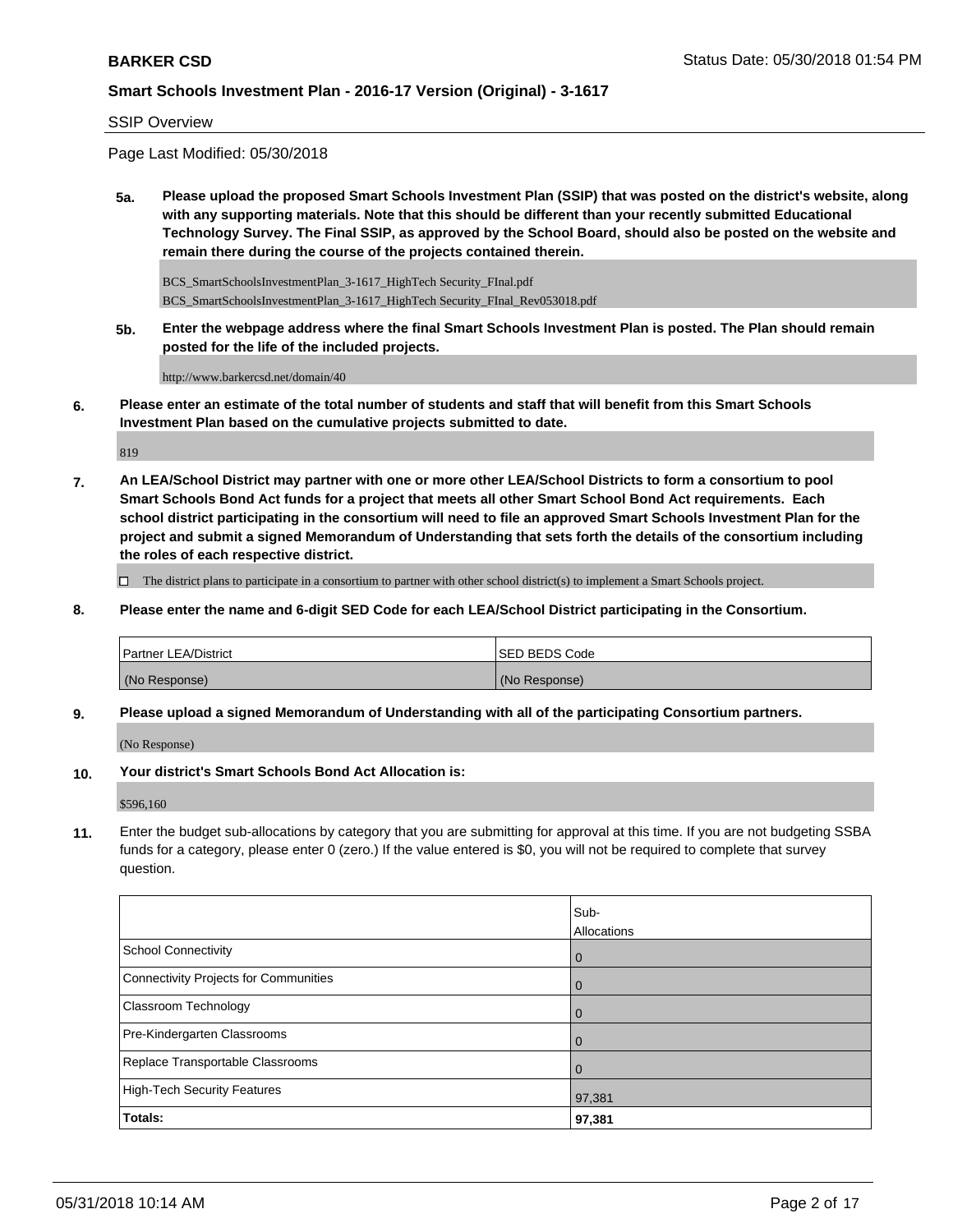SSIP Overview

Page Last Modified: 05/30/2018

**5a. Please upload the proposed Smart Schools Investment Plan (SSIP) that was posted on the district's website, along with any supporting materials. Note that this should be different than your recently submitted Educational Technology Survey. The Final SSIP, as approved by the School Board, should also be posted on the website and remain there during the course of the projects contained therein.**

BCS_SmartSchoolsInvestmentPlan_3-1617_HighTech Security_FInal.pdf
BCS_SmartSchoolsInvestmentPlan_3-1617_HighTech Security_FInal_Rev053018.pdf

**5b. Enter the webpage address where the final Smart Schools Investment Plan is posted. The Plan should remain posted for the life of the included projects.**

http://www.barkercsd.net/domain/40

**6. Please enter an estimate of the total number of students and staff that will benefit from this Smart Schools Investment Plan based on the cumulative projects submitted to date.**

819

**7. An LEA/School District may partner with one or more other LEA/School Districts to form a consortium to pool Smart Schools Bond Act funds for a project that meets all other Smart School Bond Act requirements. Each school district participating in the consortium will need to file an approved Smart Schools Investment Plan for the project and submit a signed Memorandum of Understanding that sets forth the details of the consortium including the roles of each respective district.**

☐ The district plans to participate in a consortium to partner with other school district(s) to implement a Smart Schools project.

**8. Please enter the name and 6-digit SED Code for each LEA/School District participating in the Consortium.**

| Partner LEA/District | SED BEDS Code |
| --- | --- |
| (No Response) | (No Response) |

**9. Please upload a signed Memorandum of Understanding with all of the participating Consortium partners.**

(No Response)

**10. Your district's Smart Schools Bond Act Allocation is:**

$596,160

**11.** Enter the budget sub-allocations by category that you are submitting for approval at this time. If you are not budgeting SSBA funds for a category, please enter 0 (zero.) If the value entered is $0, you will not be required to complete that survey question.

| | Sub-Allocations |
| --- | --- |
| School Connectivity | 0 |
| Connectivity Projects for Communities | 0 |
| Classroom Technology | 0 |
| Pre-Kindergarten Classrooms | 0 |
| Replace Transportable Classrooms | 0 |
| High-Tech Security Features | 97,381 |
| **Totals:** | **97,381** |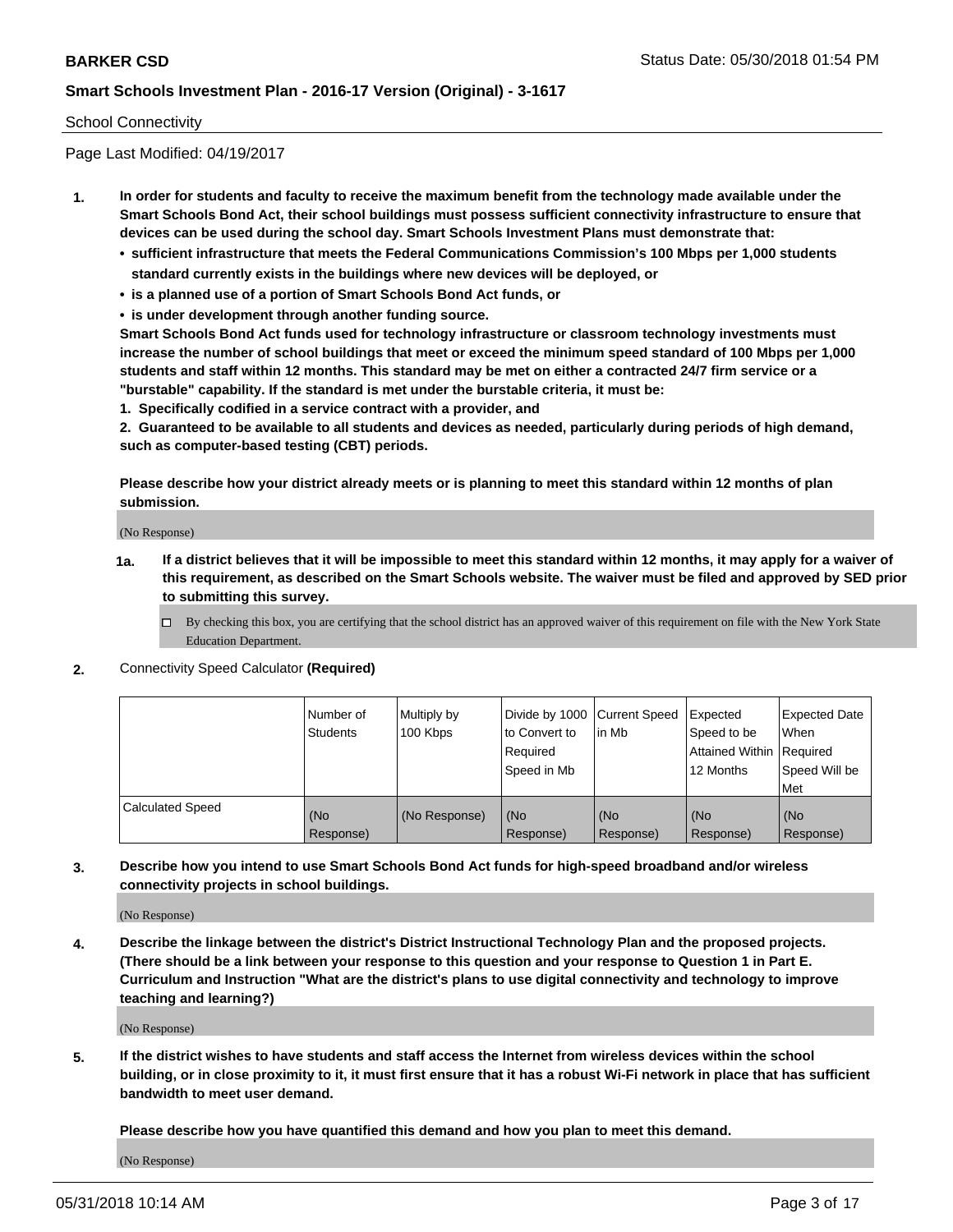School Connectivity

Page Last Modified: 04/19/2017

**1. In order for students and faculty to receive the maximum benefit from the technology made available under the Smart Schools Bond Act, their school buildings must possess sufficient connectivity infrastructure to ensure that devices can be used during the school day. Smart Schools Investment Plans must demonstrate that:**

- **sufficient infrastructure that meets the Federal Communications Commission's 100 Mbps per 1,000 students standard currently exists in the buildings where new devices will be deployed, or**
- **is a planned use of a portion of Smart Schools Bond Act funds, or**
- **is under development through another funding source.**

**Smart Schools Bond Act funds used for technology infrastructure or classroom technology investments must increase the number of school buildings that meet or exceed the minimum speed standard of 100 Mbps per 1,000 students and staff within 12 months. This standard may be met on either a contracted 24/7 firm service or a "burstable" capability. If the standard is met under the burstable criteria, it must be:**

**1. Specifically codified in a service contract with a provider, and**

**2. Guaranteed to be available to all students and devices as needed, particularly during periods of high demand, such as computer-based testing (CBT) periods.**

**Please describe how your district already meets or is planning to meet this standard within 12 months of plan submission.**

(No Response)

**1a. If a district believes that it will be impossible to meet this standard within 12 months, it may apply for a waiver of this requirement, as described on the Smart Schools website. The waiver must be filed and approved by SED prior to submitting this survey.**

☐ By checking this box, you are certifying that the school district has an approved waiver of this requirement on file with the New York State Education Department.

**2.** Connectivity Speed Calculator **(Required)**

| | Number of Students | Multiply by 100 Kbps | Divide by 1000 to Convert to Required Speed in Mb | Current Speed in Mb | Expected Speed to be Attained Within 12 Months | Expected Date When Required Speed Will be Met |
|---|---|---|---|---|---|---|
| Calculated Speed | (No Response) | (No Response) | (No Response) | (No Response) | (No Response) | (No Response) |

**3. Describe how you intend to use Smart Schools Bond Act funds for high-speed broadband and/or wireless connectivity projects in school buildings.**

(No Response)

**4. Describe the linkage between the district's District Instructional Technology Plan and the proposed projects. (There should be a link between your response to this question and your response to Question 1 in Part E. Curriculum and Instruction "What are the district's plans to use digital connectivity and technology to improve teaching and learning?)**

(No Response)

**5. If the district wishes to have students and staff access the Internet from wireless devices within the school building, or in close proximity to it, it must first ensure that it has a robust Wi-Fi network in place that has sufficient bandwidth to meet user demand.**

**Please describe how you have quantified this demand and how you plan to meet this demand.**

(No Response)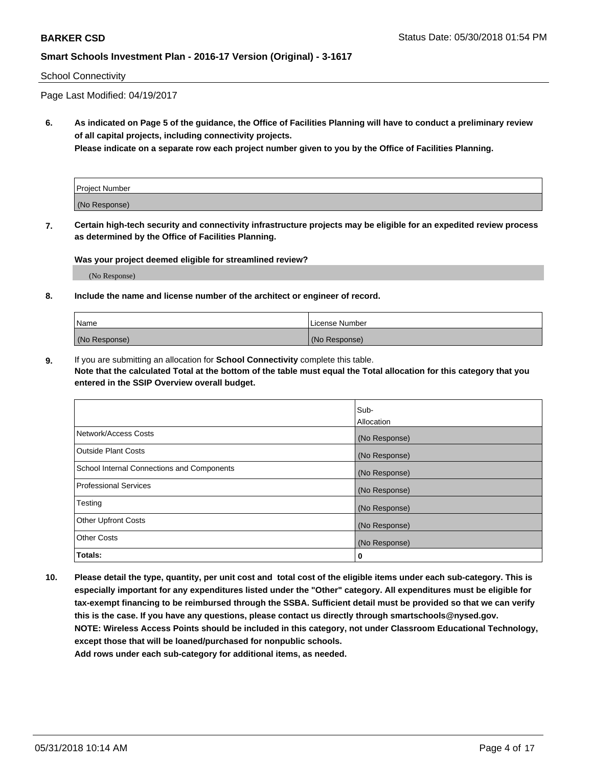School Connectivity

Page Last Modified: 04/19/2017

**6. As indicated on Page 5 of the guidance, the Office of Facilities Planning will have to conduct a preliminary review of all capital projects, including connectivity projects.**
**Please indicate on a separate row each project number given to you by the Office of Facilities Planning.**

| Project Number |
| --- |
| (No Response) |

**7. Certain high-tech security and connectivity infrastructure projects may be eligible for an expedited review process as determined by the Office of Facilities Planning.**

**Was your project deemed eligible for streamlined review?**

(No Response)

**8. Include the name and license number of the architect or engineer of record.**

| Name | License Number |
| --- | --- |
| (No Response) | (No Response) |

**9.** If you are submitting an allocation for **School Connectivity** complete this table.
**Note that the calculated Total at the bottom of the table must equal the Total allocation for this category that you entered in the SSIP Overview overall budget.**

| | Sub-Allocation |
| --- | --- |
| Network/Access Costs | (No Response) |
| Outside Plant Costs | (No Response) |
| School Internal Connections and Components | (No Response) |
| Professional Services | (No Response) |
| Testing | (No Response) |
| Other Upfront Costs | (No Response) |
| Other Costs | (No Response) |
| **Totals:** | **0** |

**10. Please detail the type, quantity, per unit cost and total cost of the eligible items under each sub-category. This is especially important for any expenditures listed under the "Other" category. All expenditures must be eligible for tax-exempt financing to be reimbursed through the SSBA. Sufficient detail must be provided so that we can verify this is the case. If you have any questions, please contact us directly through smartschools@nysed.gov.**
**NOTE: Wireless Access Points should be included in this category, not under Classroom Educational Technology, except those that will be loaned/purchased for nonpublic schools.**
**Add rows under each sub-category for additional items, as needed.**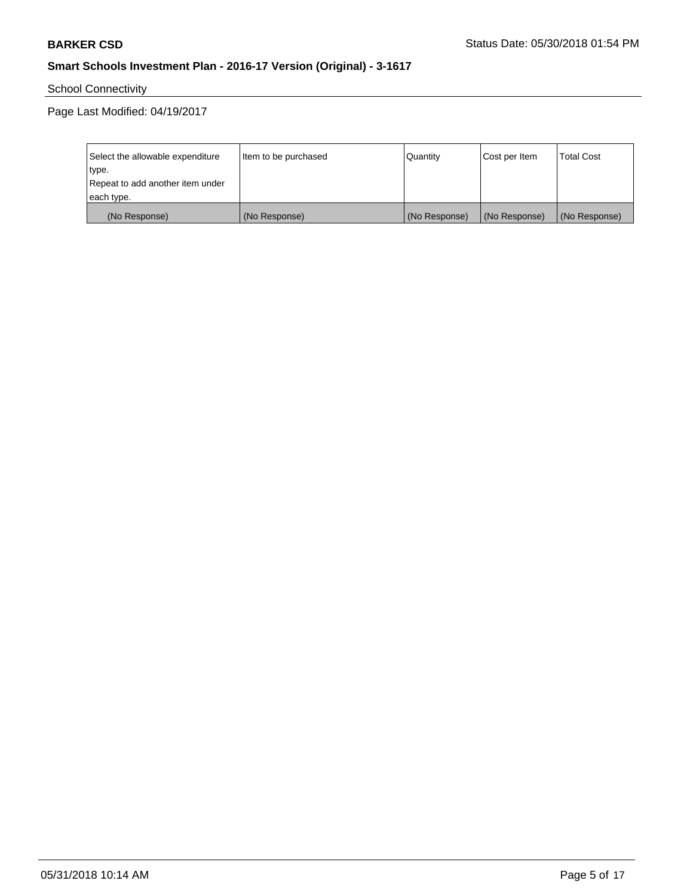School Connectivity

Page Last Modified: 04/19/2017

| Select the allowable expenditure type.<br>Repeat to add another item under each type. | Item to be purchased | Quantity | Cost per Item | Total Cost |
|---|---|---|---|---|
| (No Response) | (No Response) | (No Response) | (No Response) | (No Response) |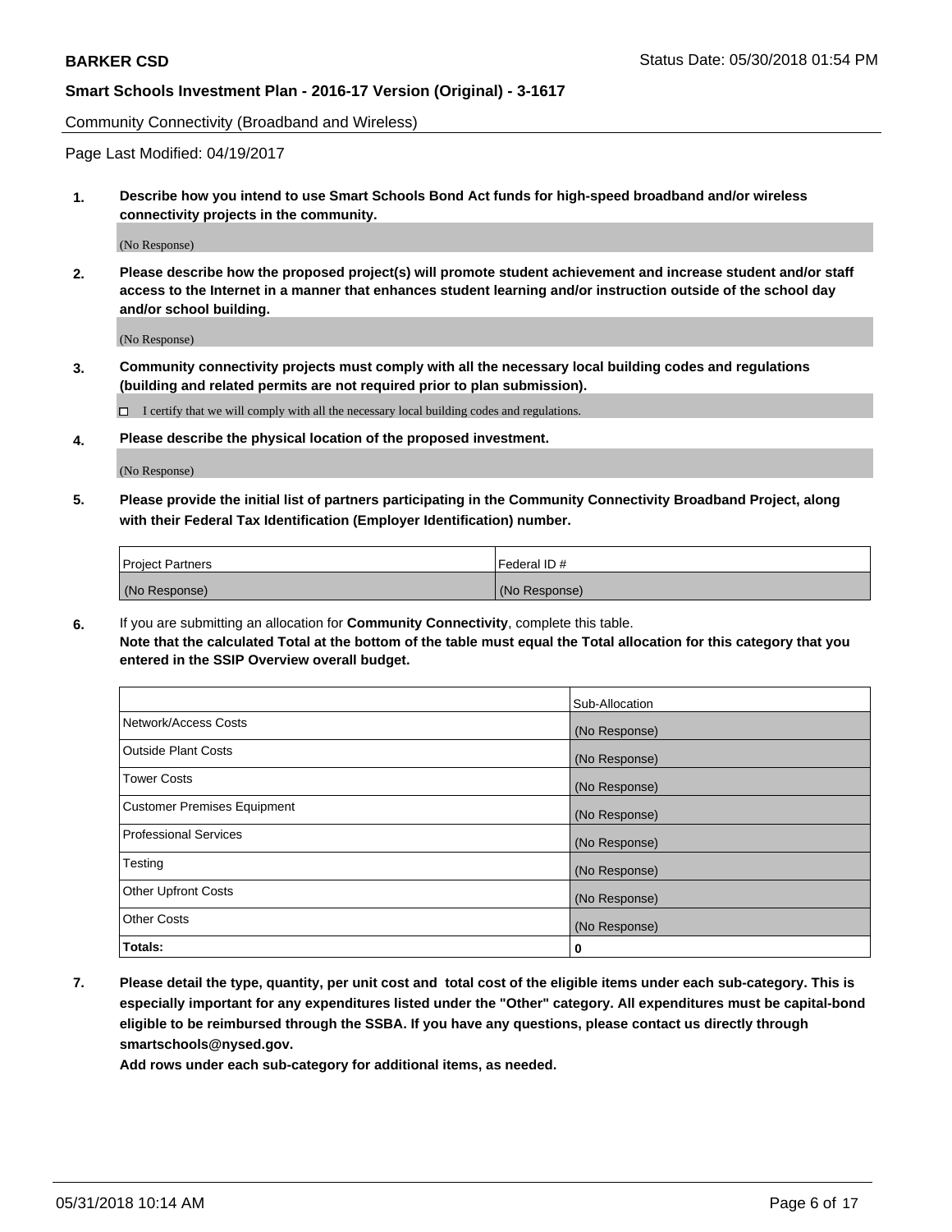Community Connectivity (Broadband and Wireless)

Page Last Modified: 04/19/2017

**1. Describe how you intend to use Smart Schools Bond Act funds for high-speed broadband and/or wireless connectivity projects in the community.**

(No Response)

**2. Please describe how the proposed project(s) will promote student achievement and increase student and/or staff access to the Internet in a manner that enhances student learning and/or instruction outside of the school day and/or school building.**

(No Response)

**3. Community connectivity projects must comply with all the necessary local building codes and regulations (building and related permits are not required prior to plan submission).**

☐ I certify that we will comply with all the necessary local building codes and regulations.

**4. Please describe the physical location of the proposed investment.**

(No Response)

**5. Please provide the initial list of partners participating in the Community Connectivity Broadband Project, along with their Federal Tax Identification (Employer Identification) number.**

| Project Partners | Federal ID # |
|---|---|
| (No Response) | (No Response) |

**6.** If you are submitting an allocation for **Community Connectivity**, complete this table.
**Note that the calculated Total at the bottom of the table must equal the Total allocation for this category that you entered in the SSIP Overview overall budget.**

| | Sub-Allocation |
|---|---|
| Network/Access Costs | (No Response) |
| Outside Plant Costs | (No Response) |
| Tower Costs | (No Response) |
| Customer Premises Equipment | (No Response) |
| Professional Services | (No Response) |
| Testing | (No Response) |
| Other Upfront Costs | (No Response) |
| Other Costs | (No Response) |
| **Totals:** | **0** |

**7. Please detail the type, quantity, per unit cost and total cost of the eligible items under each sub-category. This is especially important for any expenditures listed under the "Other" category. All expenditures must be capital-bond eligible to be reimbursed through the SSBA. If you have any questions, please contact us directly through smartschools@nysed.gov.**

**Add rows under each sub-category for additional items, as needed.**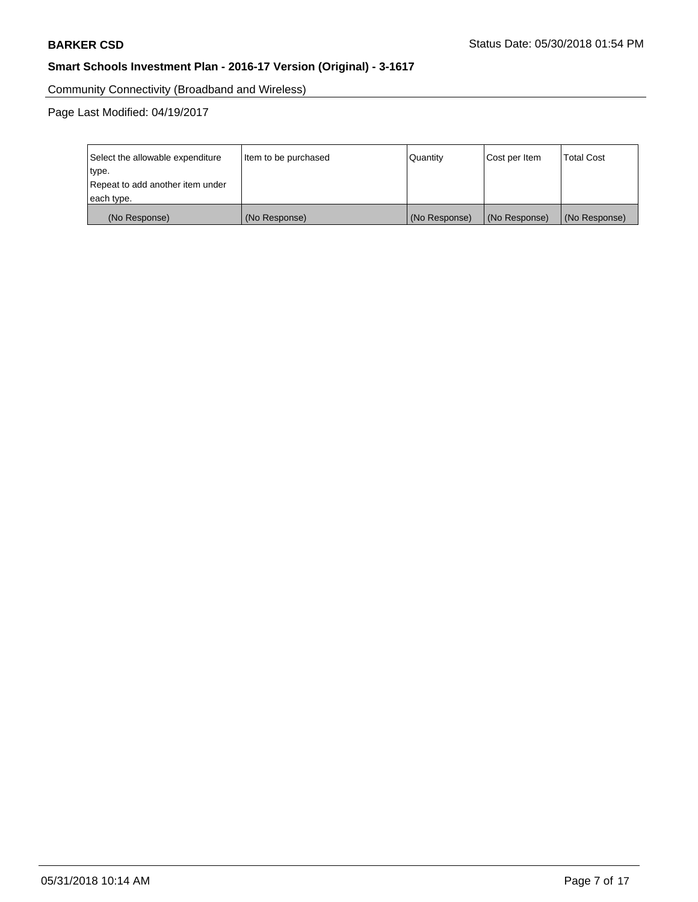Community Connectivity (Broadband and Wireless)

Page Last Modified: 04/19/2017

| Select the allowable expenditure type. Repeat to add another item under each type. | Item to be purchased | Quantity | Cost per Item | Total Cost |
|---|---|---|---|---|
| (No Response) | (No Response) | (No Response) | (No Response) | (No Response) |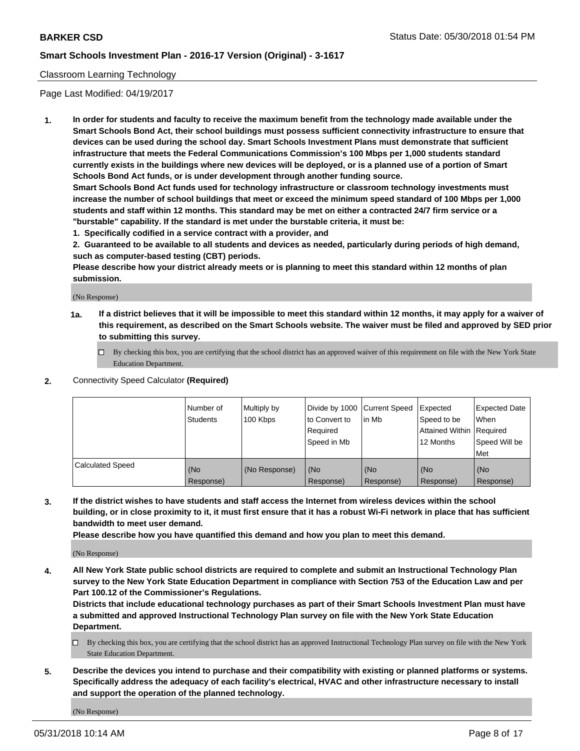## Classroom Learning Technology

Page Last Modified: 04/19/2017

1. **In order for students and faculty to receive the maximum benefit from the technology made available under the Smart Schools Bond Act, their school buildings must possess sufficient connectivity infrastructure to ensure that devices can be used during the school day. Smart Schools Investment Plans must demonstrate that sufficient infrastructure that meets the Federal Communications Commission's 100 Mbps per 1,000 students standard currently exists in the buildings where new devices will be deployed, or is a planned use of a portion of Smart Schools Bond Act funds, or is under development through another funding source.**

   **Smart Schools Bond Act funds used for technology infrastructure or classroom technology investments must increase the number of school buildings that meet or exceed the minimum speed standard of 100 Mbps per 1,000 students and staff within 12 months. This standard may be met on either a contracted 24/7 firm service or a "burstable" capability. If the standard is met under the burstable criteria, it must be:**

   **1. Specifically codified in a service contract with a provider, and**

   **2. Guaranteed to be available to all students and devices as needed, particularly during periods of high demand, such as computer-based testing (CBT) periods.**

   **Please describe how your district already meets or is planning to meet this standard within 12 months of plan submission.**

   (No Response)

   **1a. If a district believes that it will be impossible to meet this standard within 12 months, it may apply for a waiver of this requirement, as described on the Smart Schools website. The waiver must be filed and approved by SED prior to submitting this survey.**

   ☐ By checking this box, you are certifying that the school district has an approved waiver of this requirement on file with the New York State Education Department.

2. Connectivity Speed Calculator **(Required)**

| | Number of Students | Multiply by 100 Kbps | Divide by 1000 to Convert to Required Speed in Mb | Current Speed in Mb | Expected Speed to be Attained Within 12 Months | Expected Date When Required Speed Will be Met |
|---|---|---|---|---|---|---|
| Calculated Speed | (No Response) | (No Response) | (No Response) | (No Response) | (No Response) | (No Response) |

3. **If the district wishes to have students and staff access the Internet from wireless devices within the school building, or in close proximity to it, it must first ensure that it has a robust Wi-Fi network in place that has sufficient bandwidth to meet user demand.**

   **Please describe how you have quantified this demand and how you plan to meet this demand.**

   (No Response)

4. **All New York State public school districts are required to complete and submit an Instructional Technology Plan survey to the New York State Education Department in compliance with Section 753 of the Education Law and per Part 100.12 of the Commissioner's Regulations.**

   **Districts that include educational technology purchases as part of their Smart Schools Investment Plan must have a submitted and approved Instructional Technology Plan survey on file with the New York State Education Department.**

   ☐ By checking this box, you are certifying that the school district has an approved Instructional Technology Plan survey on file with the New York State Education Department.

5. **Describe the devices you intend to purchase and their compatibility with existing or planned platforms or systems. Specifically address the adequacy of each facility's electrical, HVAC and other infrastructure necessary to install and support the operation of the planned technology.**

   (No Response)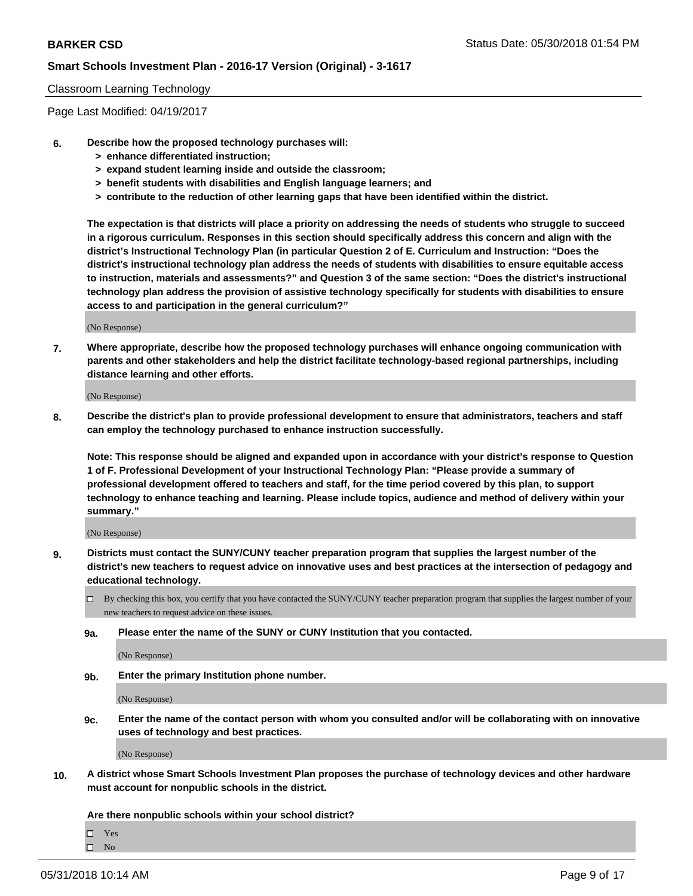Classroom Learning Technology

Page Last Modified: 04/19/2017

6. **Describe how the proposed technology purchases will:**
   **> enhance differentiated instruction;**
   **> expand student learning inside and outside the classroom;**
   **> benefit students with disabilities and English language learners; and**
   **> contribute to the reduction of other learning gaps that have been identified within the district.**

   **The expectation is that districts will place a priority on addressing the needs of students who struggle to succeed in a rigorous curriculum. Responses in this section should specifically address this concern and align with the district's Instructional Technology Plan (in particular Question 2 of E. Curriculum and Instruction: "Does the district's instructional technology plan address the needs of students with disabilities to ensure equitable access to instruction, materials and assessments?" and Question 3 of the same section: "Does the district's instructional technology plan address the provision of assistive technology specifically for students with disabilities to ensure access to and participation in the general curriculum?"**

   (No Response)

7. **Where appropriate, describe how the proposed technology purchases will enhance ongoing communication with parents and other stakeholders and help the district facilitate technology-based regional partnerships, including distance learning and other efforts.**

   (No Response)

8. **Describe the district's plan to provide professional development to ensure that administrators, teachers and staff can employ the technology purchased to enhance instruction successfully.**

   **Note: This response should be aligned and expanded upon in accordance with your district's response to Question 1 of F. Professional Development of your Instructional Technology Plan: "Please provide a summary of professional development offered to teachers and staff, for the time period covered by this plan, to support technology to enhance teaching and learning. Please include topics, audience and method of delivery within your summary."**

   (No Response)

9. **Districts must contact the SUNY/CUNY teacher preparation program that supplies the largest number of the district's new teachers to request advice on innovative uses and best practices at the intersection of pedagogy and educational technology.**

   ☐ By checking this box, you certify that you have contacted the SUNY/CUNY teacher preparation program that supplies the largest number of your new teachers to request advice on these issues.

   **9a. Please enter the name of the SUNY or CUNY Institution that you contacted.**

   (No Response)

   **9b. Enter the primary Institution phone number.**

   (No Response)

   **9c. Enter the name of the contact person with whom you consulted and/or will be collaborating with on innovative uses of technology and best practices.**

   (No Response)

10. **A district whose Smart Schools Investment Plan proposes the purchase of technology devices and other hardware must account for nonpublic schools in the district.**

    **Are there nonpublic schools within your school district?**

    ☐ Yes
    ☐ No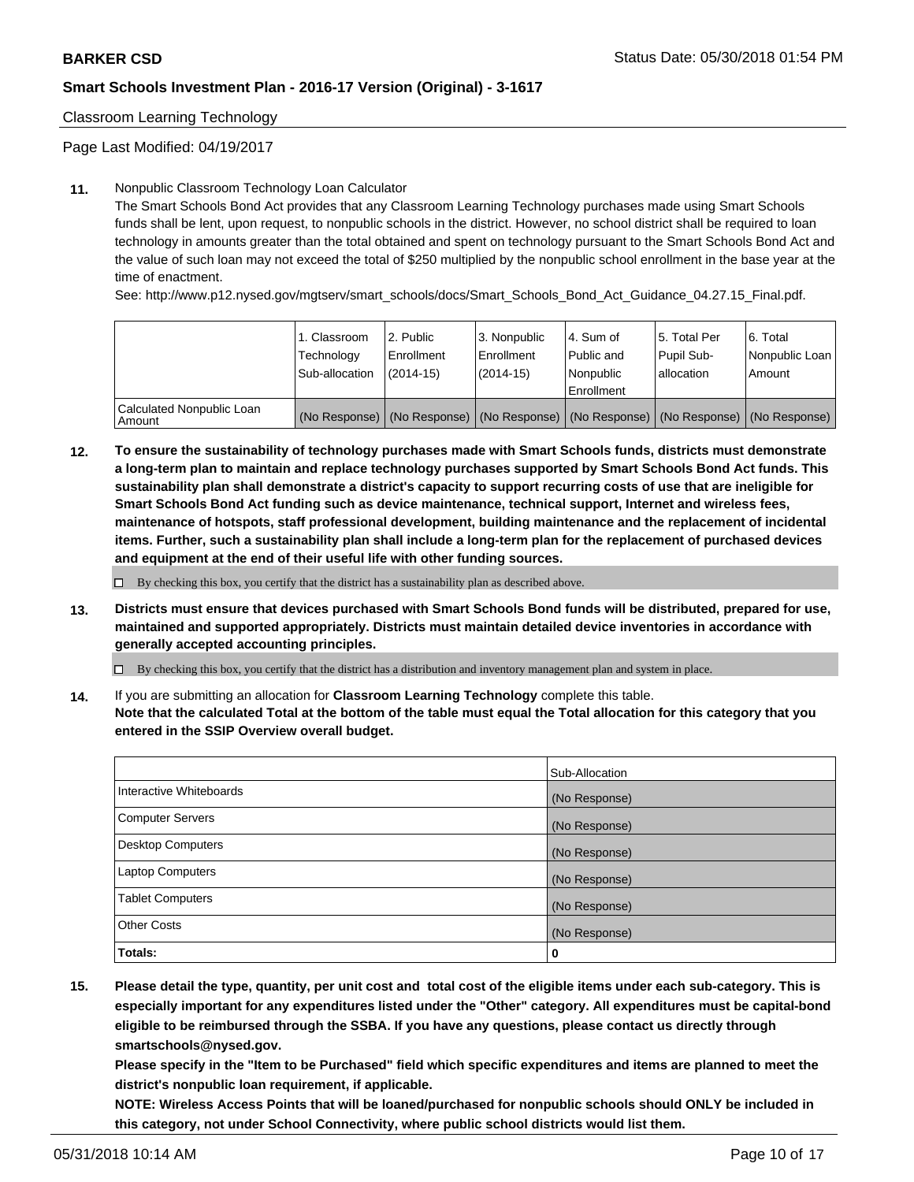Classroom Learning Technology

Page Last Modified: 04/19/2017

**11.** Nonpublic Classroom Technology Loan Calculator

The Smart Schools Bond Act provides that any Classroom Learning Technology purchases made using Smart Schools funds shall be lent, upon request, to nonpublic schools in the district. However, no school district shall be required to loan technology in amounts greater than the total obtained and spent on technology pursuant to the Smart Schools Bond Act and the value of such loan may not exceed the total of $250 multiplied by the nonpublic school enrollment in the base year at the time of enactment.

See: http://www.p12.nysed.gov/mgtserv/smart_schools/docs/Smart_Schools_Bond_Act_Guidance_04.27.15_Final.pdf.

| | 1. Classroom Technology Sub-allocation | 2. Public Enrollment (2014-15) | 3. Nonpublic Enrollment (2014-15) | 4. Sum of Public and Nonpublic Enrollment | 5. Total Per Pupil Sub-allocation | 6. Total Nonpublic Loan Amount |
|---|---|---|---|---|---|---|
| Calculated Nonpublic Loan Amount | (No Response) | (No Response) | (No Response) | (No Response) | (No Response) | (No Response) |

**12. To ensure the sustainability of technology purchases made with Smart Schools funds, districts must demonstrate a long-term plan to maintain and replace technology purchases supported by Smart Schools Bond Act funds. This sustainability plan shall demonstrate a district's capacity to support recurring costs of use that are ineligible for Smart Schools Bond Act funding such as device maintenance, technical support, Internet and wireless fees, maintenance of hotspots, staff professional development, building maintenance and the replacement of incidental items. Further, such a sustainability plan shall include a long-term plan for the replacement of purchased devices and equipment at the end of their useful life with other funding sources.**

☐ By checking this box, you certify that the district has a sustainability plan as described above.

**13. Districts must ensure that devices purchased with Smart Schools Bond funds will be distributed, prepared for use, maintained and supported appropriately. Districts must maintain detailed device inventories in accordance with generally accepted accounting principles.**

☐ By checking this box, you certify that the district has a distribution and inventory management plan and system in place.

**14.** If you are submitting an allocation for **Classroom Learning Technology** complete this table.
**Note that the calculated Total at the bottom of the table must equal the Total allocation for this category that you entered in the SSIP Overview overall budget.**

| | Sub-Allocation |
|---|---|
| Interactive Whiteboards | (No Response) |
| Computer Servers | (No Response) |
| Desktop Computers | (No Response) |
| Laptop Computers | (No Response) |
| Tablet Computers | (No Response) |
| Other Costs | (No Response) |
| **Totals:** | **0** |

**15. Please detail the type, quantity, per unit cost and total cost of the eligible items under each sub-category. This is especially important for any expenditures listed under the "Other" category. All expenditures must be capital-bond eligible to be reimbursed through the SSBA. If you have any questions, please contact us directly through smartschools@nysed.gov.**

**Please specify in the "Item to be Purchased" field which specific expenditures and items are planned to meet the district's nonpublic loan requirement, if applicable.**

**NOTE: Wireless Access Points that will be loaned/purchased for nonpublic schools should ONLY be included in this category, not under School Connectivity, where public school districts would list them.**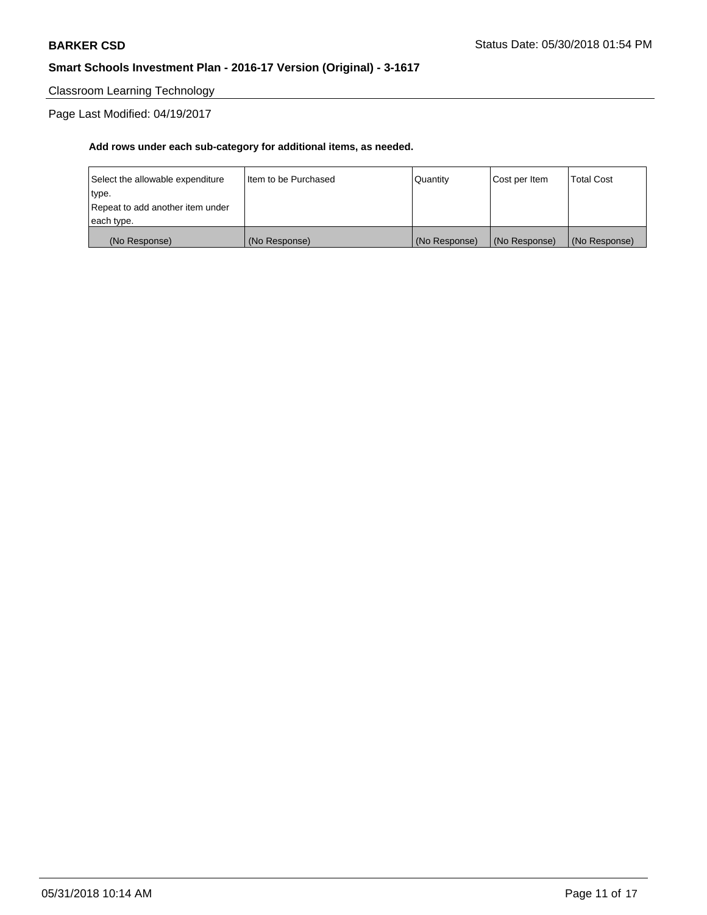Classroom Learning Technology

Page Last Modified: 04/19/2017

**Add rows under each sub-category for additional items, as needed.**

| Select the allowable expenditure type. Repeat to add another item under each type. | Item to be Purchased | Quantity | Cost per Item | Total Cost |
|---|---|---|---|---|
| (No Response) | (No Response) | (No Response) | (No Response) | (No Response) |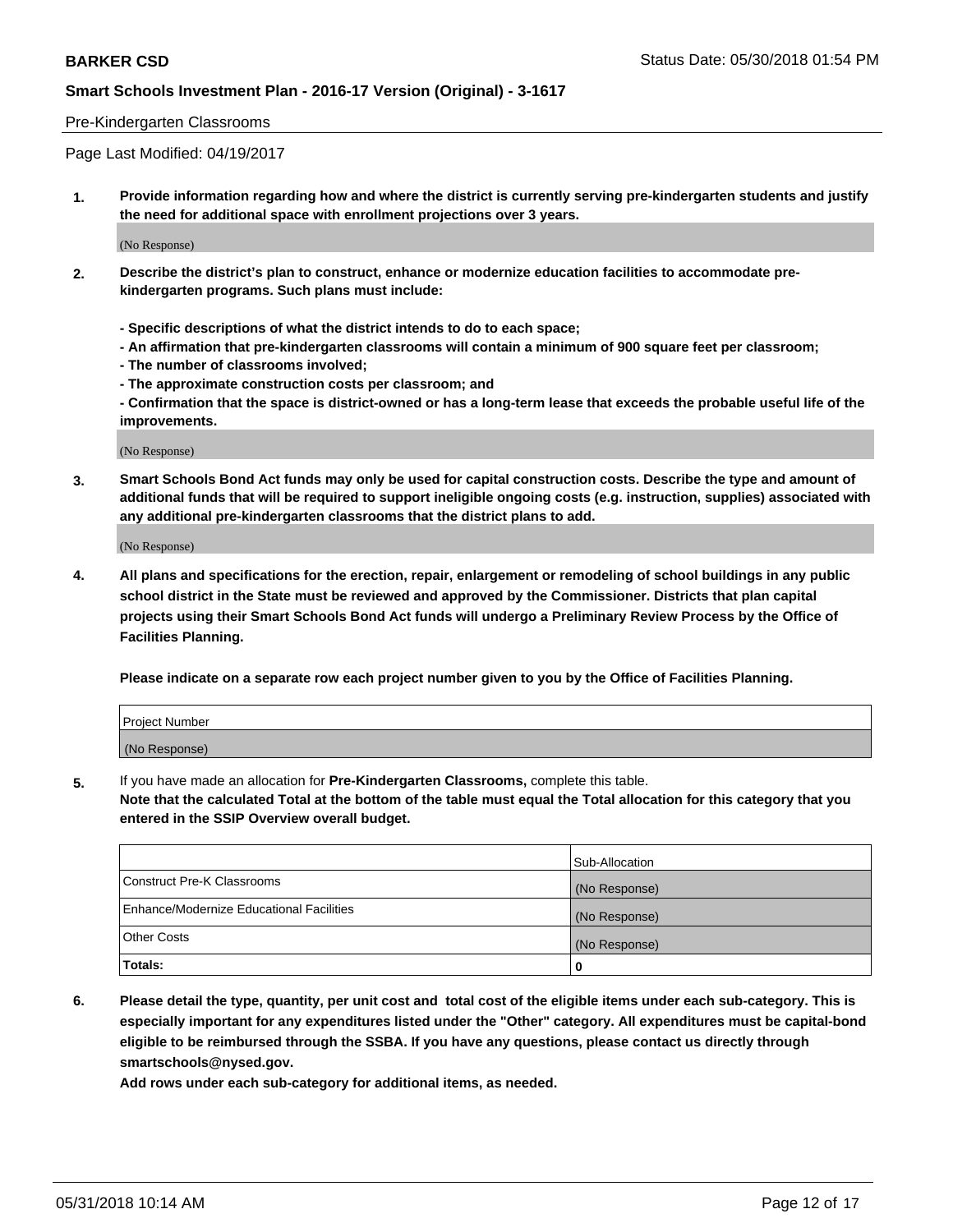Pre-Kindergarten Classrooms

Page Last Modified: 04/19/2017

**1. Provide information regarding how and where the district is currently serving pre-kindergarten students and justify the need for additional space with enrollment projections over 3 years.**

(No Response)

**2. Describe the district's plan to construct, enhance or modernize education facilities to accommodate pre-kindergarten programs. Such plans must include:**

**- Specific descriptions of what the district intends to do to each space;**
**- An affirmation that pre-kindergarten classrooms will contain a minimum of 900 square feet per classroom;**
**- The number of classrooms involved;**
**- The approximate construction costs per classroom; and**
**- Confirmation that the space is district-owned or has a long-term lease that exceeds the probable useful life of the improvements.**

(No Response)

**3. Smart Schools Bond Act funds may only be used for capital construction costs. Describe the type and amount of additional funds that will be required to support ineligible ongoing costs (e.g. instruction, supplies) associated with any additional pre-kindergarten classrooms that the district plans to add.**

(No Response)

**4. All plans and specifications for the erection, repair, enlargement or remodeling of school buildings in any public school district in the State must be reviewed and approved by the Commissioner. Districts that plan capital projects using their Smart Schools Bond Act funds will undergo a Preliminary Review Process by the Office of Facilities Planning.**

**Please indicate on a separate row each project number given to you by the Office of Facilities Planning.**

| Project Number |
| --- |
| (No Response) |

5. If you have made an allocation for **Pre-Kindergarten Classrooms,** complete this table.
**Note that the calculated Total at the bottom of the table must equal the Total allocation for this category that you entered in the SSIP Overview overall budget.**

| | Sub-Allocation |
| --- | --- |
| Construct Pre-K Classrooms | (No Response) |
| Enhance/Modernize Educational Facilities | (No Response) |
| Other Costs | (No Response) |
| **Totals:** | **0** |

**6. Please detail the type, quantity, per unit cost and total cost of the eligible items under each sub-category. This is especially important for any expenditures listed under the "Other" category. All expenditures must be capital-bond eligible to be reimbursed through the SSBA. If you have any questions, please contact us directly through smartschools@nysed.gov.**

**Add rows under each sub-category for additional items, as needed.**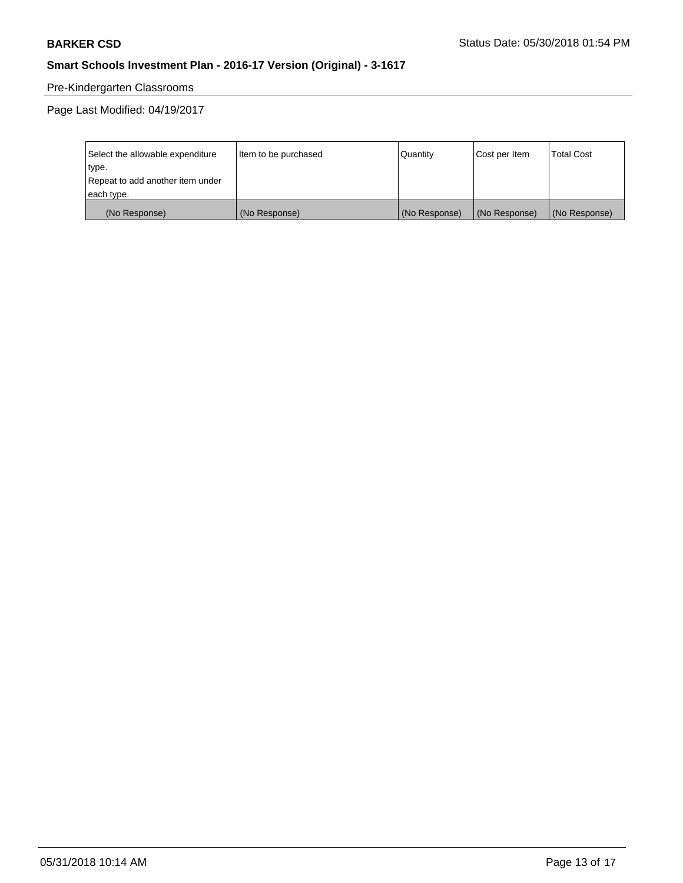Pre-Kindergarten Classrooms

Page Last Modified: 04/19/2017

| Select the allowable expenditure type. Repeat to add another item under each type. | Item to be purchased | Quantity | Cost per Item | Total Cost |
| --- | --- | --- | --- | --- |
| (No Response) | (No Response) | (No Response) | (No Response) | (No Response) |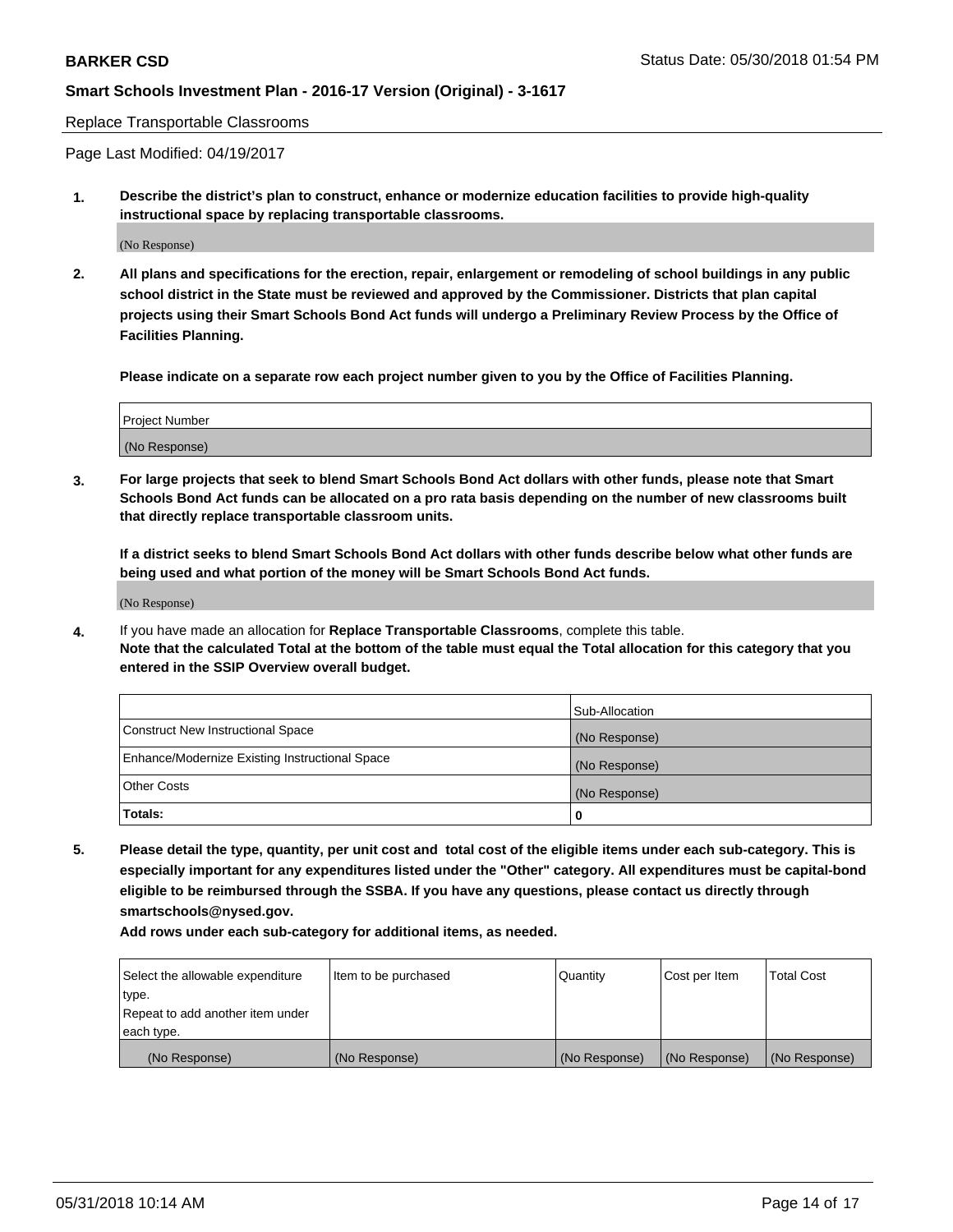Replace Transportable Classrooms

Page Last Modified: 04/19/2017

**1. Describe the district's plan to construct, enhance or modernize education facilities to provide high-quality instructional space by replacing transportable classrooms.**

(No Response)

**2. All plans and specifications for the erection, repair, enlargement or remodeling of school buildings in any public school district in the State must be reviewed and approved by the Commissioner. Districts that plan capital projects using their Smart Schools Bond Act funds will undergo a Preliminary Review Process by the Office of Facilities Planning.**

**Please indicate on a separate row each project number given to you by the Office of Facilities Planning.**

| Project Number |
| --- |
| (No Response) |

**3. For large projects that seek to blend Smart Schools Bond Act dollars with other funds, please note that Smart Schools Bond Act funds can be allocated on a pro rata basis depending on the number of new classrooms built that directly replace transportable classroom units.**

**If a district seeks to blend Smart Schools Bond Act dollars with other funds describe below what other funds are being used and what portion of the money will be Smart Schools Bond Act funds.**

(No Response)

**4.** If you have made an allocation for **Replace Transportable Classrooms**, complete this table.
**Note that the calculated Total at the bottom of the table must equal the Total allocation for this category that you entered in the SSIP Overview overall budget.**

| | Sub-Allocation |
| --- | --- |
| Construct New Instructional Space | (No Response) |
| Enhance/Modernize Existing Instructional Space | (No Response) |
| Other Costs | (No Response) |
| **Totals:** | **0** |

**5. Please detail the type, quantity, per unit cost and total cost of the eligible items under each sub-category. This is especially important for any expenditures listed under the "Other" category. All expenditures must be capital-bond eligible to be reimbursed through the SSBA. If you have any questions, please contact us directly through smartschools@nysed.gov.**

**Add rows under each sub-category for additional items, as needed.**

| Select the allowable expenditure type. Repeat to add another item under each type. | Item to be purchased | Quantity | Cost per Item | Total Cost |
| --- | --- | --- | --- | --- |
| (No Response) | (No Response) | (No Response) | (No Response) | (No Response) |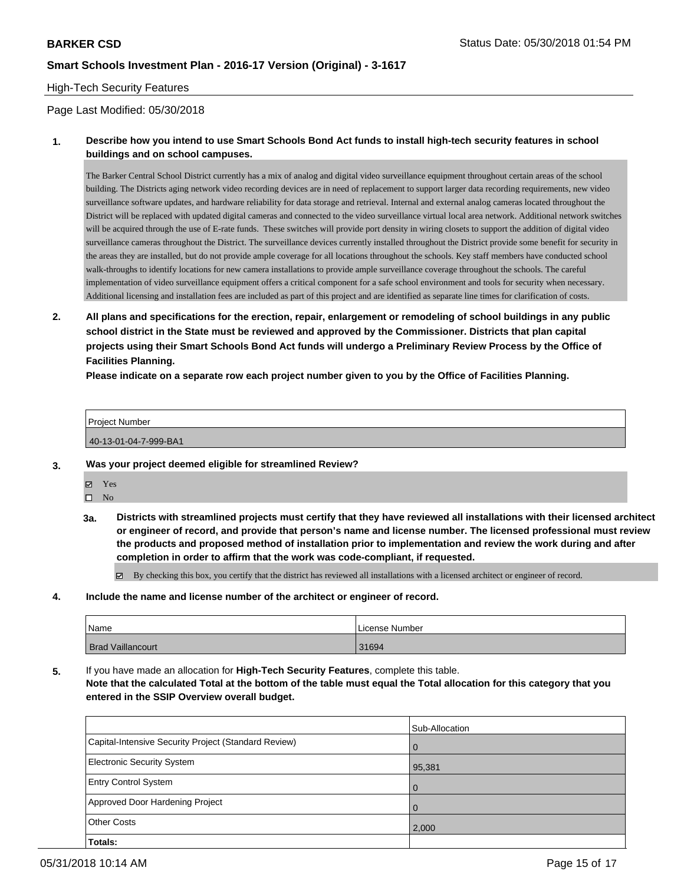**BARKER CSD** Status Date: 05/30/2018 01:54 PM

**Smart Schools Investment Plan - 2016-17 Version (Original) - 3-1617**

High-Tech Security Features

Page Last Modified: 05/30/2018

**1. Describe how you intend to use Smart Schools Bond Act funds to install high-tech security features in school buildings and on school campuses.**

The Barker Central School District currently has a mix of analog and digital video surveillance equipment throughout certain areas of the school building. The Districts aging network video recording devices are in need of replacement to support larger data recording requirements, new video surveillance software updates, and hardware reliability for data storage and retrieval. Internal and external analog cameras located throughout the District will be replaced with updated digital cameras and connected to the video surveillance virtual local area network. Additional network switches will be acquired through the use of E-rate funds. These switches will provide port density in wiring closets to support the addition of digital video surveillance cameras throughout the District. The surveillance devices currently installed throughout the District provide some benefit for security in the areas they are installed, but do not provide ample coverage for all locations throughout the schools. Key staff members have conducted school walk-throughs to identify locations for new camera installations to provide ample surveillance coverage throughout the schools. The careful implementation of video surveillance equipment offers a critical component for a safe school environment and tools for security when necessary. Additional licensing and installation fees are included as part of this project and are identified as separate line times for clarification of costs.

**2. All plans and specifications for the erection, repair, enlargement or remodeling of school buildings in any public school district in the State must be reviewed and approved by the Commissioner. Districts that plan capital projects using their Smart Schools Bond Act funds will undergo a Preliminary Review Process by the Office of Facilities Planning.**
**Please indicate on a separate row each project number given to you by the Office of Facilities Planning.**

| Project Number |
|---|
| 40-13-01-04-7-999-BA1 |

**3. Was your project deemed eligible for streamlined Review?**

- ☑ Yes
- ☐ No

**3a. Districts with streamlined projects must certify that they have reviewed all installations with their licensed architect or engineer of record, and provide that person's name and license number. The licensed professional must review the products and proposed method of installation prior to implementation and review the work during and after completion in order to affirm that the work was code-compliant, if requested.**

☑ By checking this box, you certify that the district has reviewed all installations with a licensed architect or engineer of record.

**4. Include the name and license number of the architect or engineer of record.**

| Name | License Number |
|---|---|
| Brad Vaillancourt | 31694 |

**5.** If you have made an allocation for **High-Tech Security Features**, complete this table.
**Note that the calculated Total at the bottom of the table must equal the Total allocation for this category that you entered in the SSIP Overview overall budget.**

| | Sub-Allocation |
|---|---|
| Capital-Intensive Security Project (Standard Review) | 0 |
| Electronic Security System | 95,381 |
| Entry Control System | 0 |
| Approved Door Hardening Project | 0 |
| Other Costs | 2,000 |
| **Totals:** | |

05/31/2018 10:14 AM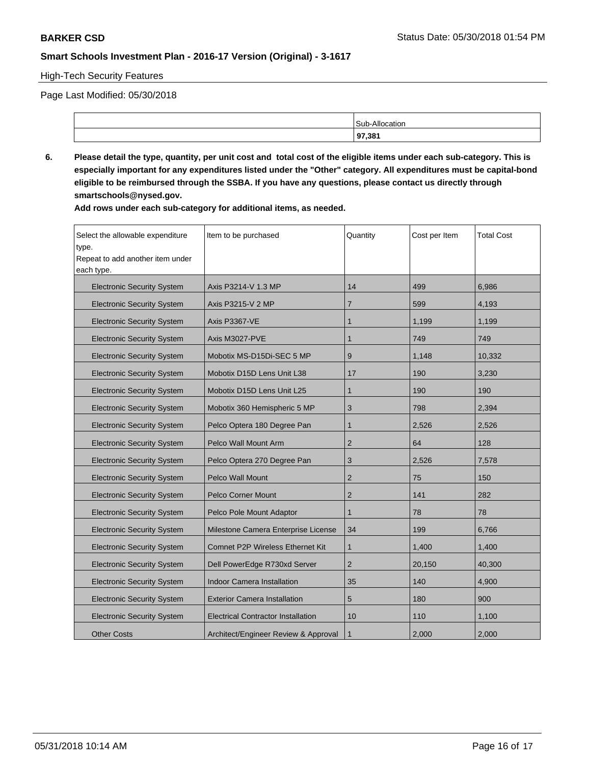High-Tech Security Features

Page Last Modified: 05/30/2018

| | Sub-Allocation |
|---|---|
| | **97,381** |

**6. Please detail the type, quantity, per unit cost and total cost of the eligible items under each sub-category. This is especially important for any expenditures listed under the "Other" category. All expenditures must be capital-bond eligible to be reimbursed through the SSBA. If you have any questions, please contact us directly through smartschools@nysed.gov.**

**Add rows under each sub-category for additional items, as needed.**

| Select the allowable expenditure type. Repeat to add another item under each type. | Item to be purchased | Quantity | Cost per Item | Total Cost |
|---|---|---|---|---|
| Electronic Security System | Axis P3214-V 1.3 MP | 14 | 499 | 6,986 |
| Electronic Security System | Axis P3215-V 2 MP | 7 | 599 | 4,193 |
| Electronic Security System | Axis P3367-VE | 1 | 1,199 | 1,199 |
| Electronic Security System | Axis M3027-PVE | 1 | 749 | 749 |
| Electronic Security System | Mobotix MS-D15Di-SEC 5 MP | 9 | 1,148 | 10,332 |
| Electronic Security System | Mobotix D15D Lens Unit L38 | 17 | 190 | 3,230 |
| Electronic Security System | Mobotix D15D Lens Unit L25 | 1 | 190 | 190 |
| Electronic Security System | Mobotix 360 Hemispheric 5 MP | 3 | 798 | 2,394 |
| Electronic Security System | Pelco Optera 180 Degree Pan | 1 | 2,526 | 2,526 |
| Electronic Security System | Pelco Wall Mount Arm | 2 | 64 | 128 |
| Electronic Security System | Pelco Optera 270 Degree Pan | 3 | 2,526 | 7,578 |
| Electronic Security System | Pelco Wall Mount | 2 | 75 | 150 |
| Electronic Security System | Pelco Corner Mount | 2 | 141 | 282 |
| Electronic Security System | Pelco Pole Mount Adaptor | 1 | 78 | 78 |
| Electronic Security System | Milestone Camera Enterprise License | 34 | 199 | 6,766 |
| Electronic Security System | Comnet P2P Wireless Ethernet Kit | 1 | 1,400 | 1,400 |
| Electronic Security System | Dell PowerEdge R730xd Server | 2 | 20,150 | 40,300 |
| Electronic Security System | Indoor Camera Installation | 35 | 140 | 4,900 |
| Electronic Security System | Exterior Camera Installation | 5 | 180 | 900 |
| Electronic Security System | Electrical Contractor Installation | 10 | 110 | 1,100 |
| Other Costs | Architect/Engineer Review & Approval | 1 | 2,000 | 2,000 |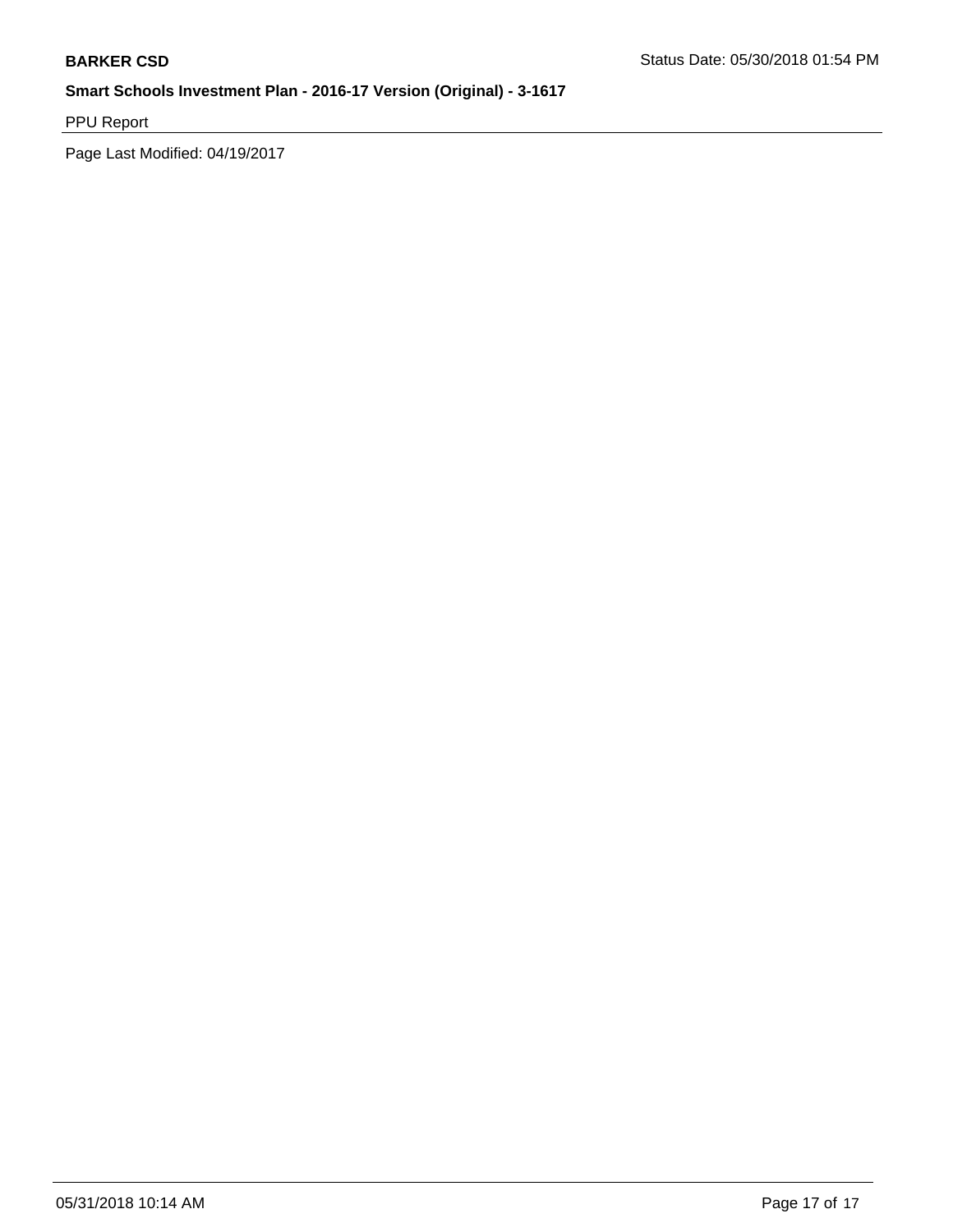PPU Report

Page Last Modified: 04/19/2017